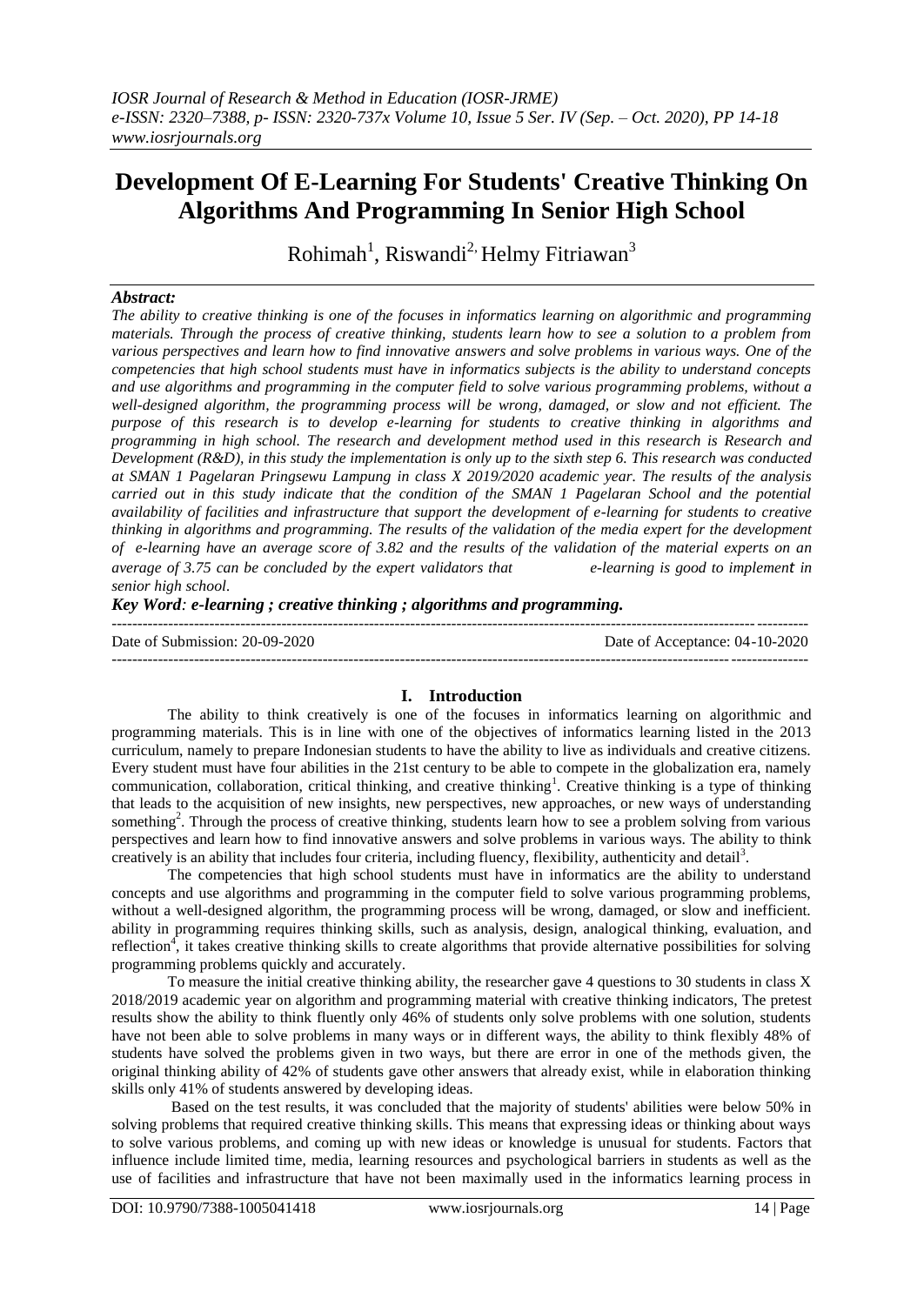# Development Of E-Learning For Students' Creative Thinking On Algorithms And Programming In Senior High School

Rohimah[1], Riswandi[2], Helmy Fitriawan[3]

***Abstract:***

*The ability to creative thinking is one of the focuses in informatics learning on algorithmic and programming materials. Through the process of creative thinking, students learn how to see a solution to a problem from various perspectives and learn how to find innovative answers and solve problems in various ways. One of the competencies that high school students must have in informatics subjects is the ability to understand concepts and use algorithms and programming in the computer field to solve various programming problems, without a well-designed algorithm, the programming process will be wrong, damaged, or slow and not efficient. The purpose of this research is to develop e-learning for students to creative thinking in algorithms and programming in high school. The research and development method used in this research is Research and Development (R&D), in this study the implementation is only up to the sixth step 6. This research was conducted at SMAN 1 Pagelaran Pringsewu Lampung in class X 2019/2020 academic year. The results of the analysis carried out in this study indicate that the condition of the SMAN 1 Pagelaran School and the potential availability of facilities and infrastructure that support the development of e-learning for students to creative thinking in algorithms and programming. The results of the validation of the media expert for the development of e-learning have an average score of 3.82 and the results of the validation of the material experts on an average of 3.75 can be concluded by the expert validators that e-learning is good to implement in senior high school.*

***Key Word**: e-learning ; creative thinking ; algorithms and programming.*

---

Date of Submission: 20-09-2020 | Date of Acceptance: 04-10-2020

---

## I. Introduction

The ability to think creatively is one of the focuses in informatics learning on algorithmic and programming materials. This is in line with one of the objectives of informatics learning listed in the 2013 curriculum, namely to prepare Indonesian students to have the ability to live as individuals and creative citizens. Every student must have four abilities in the 21st century to be able to compete in the globalization era, namely communication, collaboration, critical thinking, and creative thinking[1]. Creative thinking is a type of thinking that leads to the acquisition of new insights, new perspectives, new approaches, or new ways of understanding something[2]. Through the process of creative thinking, students learn how to see a problem solving from various perspectives and learn how to find innovative answers and solve problems in various ways. The ability to think creatively is an ability that includes four criteria, including fluency, flexibility, authenticity and detail[3].

The competencies that high school students must have in informatics are the ability to understand concepts and use algorithms and programming in the computer field to solve various programming problems, without a well-designed algorithm, the programming process will be wrong, damaged, or slow and inefficient. ability in programming requires thinking skills, such as analysis, design, analogical thinking, evaluation, and reflection[4], it takes creative thinking skills to create algorithms that provide alternative possibilities for solving programming problems quickly and accurately.

To measure the initial creative thinking ability, the researcher gave 4 questions to 30 students in class X 2018/2019 academic year on algorithm and programming material with creative thinking indicators, The pretest results show the ability to think fluently only 46% of students only solve problems with one solution, students have not been able to solve problems in many ways or in different ways, the ability to think flexibly 48% of students have solved the problems given in two ways, but there are error in one of the methods given, the original thinking ability of 42% of students gave other answers that already exist, while in elaboration thinking skills only 41% of students answered by developing ideas.

Based on the test results, it was concluded that the majority of students' abilities were below 50% in solving problems that required creative thinking skills. This means that expressing ideas or thinking about ways to solve various problems, and coming up with new ideas or knowledge is unusual for students. Factors that influence include limited time, media, learning resources and psychological barriers in students as well as the use of facilities and infrastructure that have not been maximally used in the informatics learning process in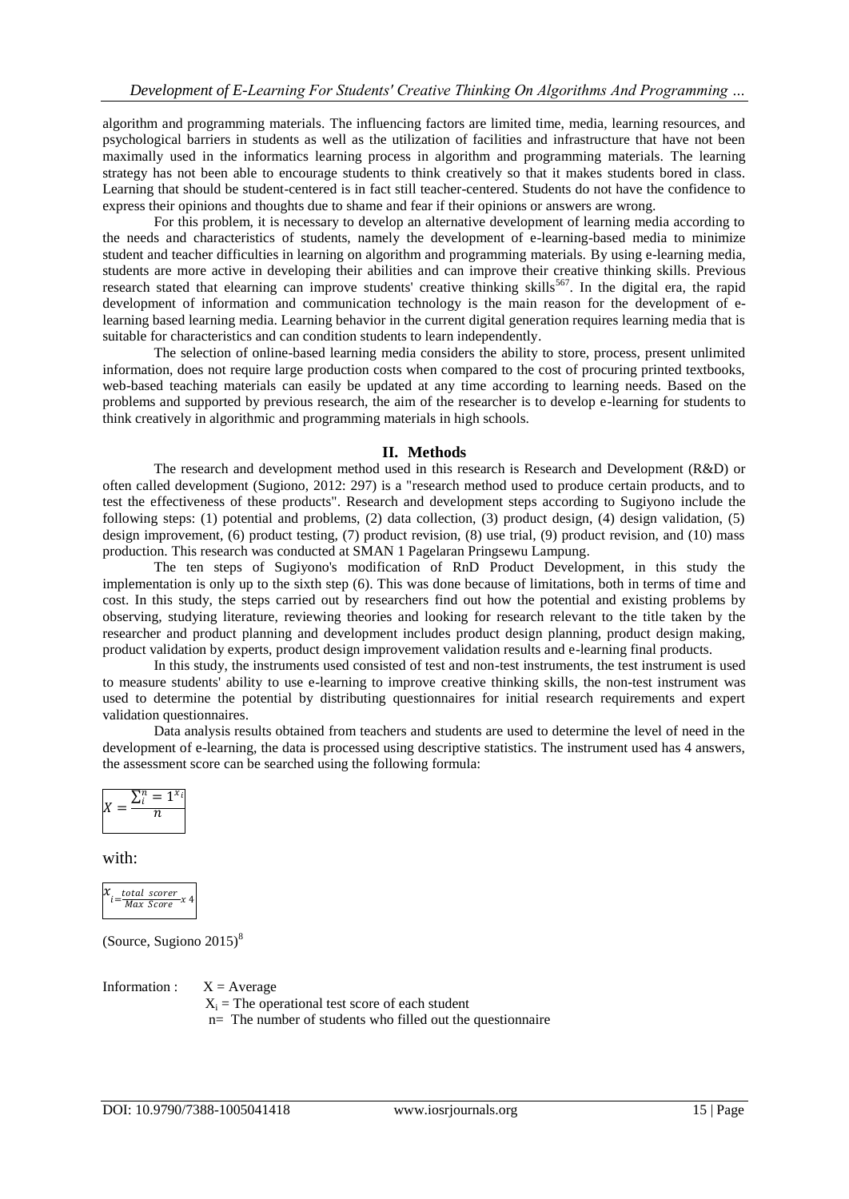algorithm and programming materials. The influencing factors are limited time, media, learning resources, and psychological barriers in students as well as the utilization of facilities and infrastructure that have not been maximally used in the informatics learning process in algorithm and programming materials. The learning strategy has not been able to encourage students to think creatively so that it makes students bored in class. Learning that should be student-centered is in fact still teacher-centered. Students do not have the confidence to express their opinions and thoughts due to shame and fear if their opinions or answers are wrong.

For this problem, it is necessary to develop an alternative development of learning media according to the needs and characteristics of students, namely the development of e-learning-based media to minimize student and teacher difficulties in learning on algorithm and programming materials. By using e-learning media, students are more active in developing their abilities and can improve their creative thinking skills. Previous research stated that elearning can improve students' creative thinking skills[567]. In the digital era, the rapid development of information and communication technology is the main reason for the development of e-learning based learning media. Learning behavior in the current digital generation requires learning media that is suitable for characteristics and can condition students to learn independently.

The selection of online-based learning media considers the ability to store, process, present unlimited information, does not require large production costs when compared to the cost of procuring printed textbooks, web-based teaching materials can easily be updated at any time according to learning needs. Based on the problems and supported by previous research, the aim of the researcher is to develop e-learning for students to think creatively in algorithmic and programming materials in high schools.

## II. Methods

The research and development method used in this research is Research and Development (R&D) or often called development (Sugiono, 2012: 297) is a "research method used to produce certain products, and to test the effectiveness of these products". Research and development steps according to Sugiyono include the following steps: (1) potential and problems, (2) data collection, (3) product design, (4) design validation, (5) design improvement, (6) product testing, (7) product revision, (8) use trial, (9) product revision, and (10) mass production. This research was conducted at SMAN 1 Pagelaran Pringsewu Lampung.

The ten steps of Sugiyono's modification of RnD Product Development, in this study the implementation is only up to the sixth step (6). This was done because of limitations, both in terms of time and cost. In this study, the steps carried out by researchers find out how the potential and existing problems by observing, studying literature, reviewing theories and looking for research relevant to the title taken by the researcher and product planning and development includes product design planning, product design making, product validation by experts, product design improvement validation results and e-learning final products.

In this study, the instruments used consisted of test and non-test instruments, the test instrument is used to measure students' ability to use e-learning to improve creative thinking skills, the non-test instrument was used to determine the potential by distributing questionnaires for initial research requirements and expert validation questionnaires.

Data analysis results obtained from teachers and students are used to determine the level of need in the development of e-learning, the data is processed using descriptive statistics. The instrument used has 4 answers, the assessment score can be searched using the following formula:

$$X = \frac{\sum_i^n = 1^{x_i}}{n}$$

with:

$$x_i = \frac{total\ scorer}{Max\ Score} x\ 4$$

(Source, Sugiono 2015)[8]

Information : $X$ = Average

$X_i$ = The operational test score of each student

n= The number of students who filled out the questionnaire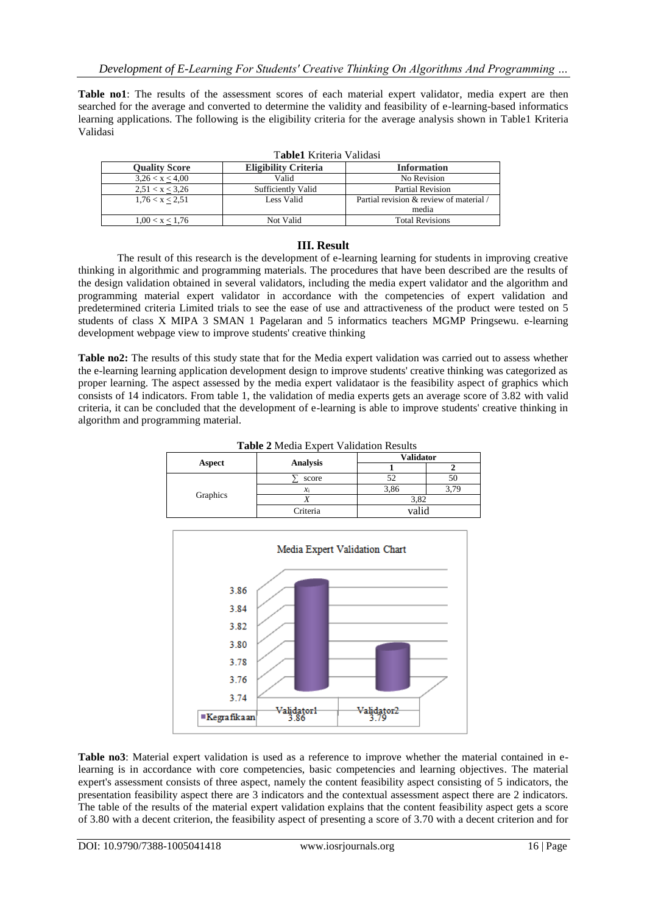**Table no1**: The results of the assessment scores of each material expert validator, media expert are then searched for the average and converted to determine the validity and feasibility of e-learning-based informatics learning applications. The following is the eligibility criteria for the average analysis shown in Table1 Kriteria Validasi

**Table1** Kriteria Validasi

| Quality Score | Eligibility Criteria | Information |
|---|---|---|
| 3,26 < x ≤ 4,00 | Valid | No Revision |
| 2,51 < x ≤ 3,26 | Sufficiently Valid | Partial Revision |
| 1,76 < x ≤ 2,51 | Less Valid | Partial revision & review of material / media |
| 1,00 < x ≤ 1,76 | Not Valid | Total Revisions |

## III. Result

The result of this research is the development of e-learning learning for students in improving creative thinking in algorithmic and programming materials. The procedures that have been described are the results of the design validation obtained in several validators, including the media expert validator and the algorithm and programming material expert validator in accordance with the competencies of expert validation and predetermined criteria Limited trials to see the ease of use and attractiveness of the product were tested on 5 students of class X MIPA 3 SMAN 1 Pagelaran and 5 informatics teachers MGMP Pringsewu. e-learning development webpage view to improve students' creative thinking

**Table no2:** The results of this study state that for the Media expert validation was carried out to assess whether the e-learning learning application development design to improve students' creative thinking was categorized as proper learning. The aspect assessed by the media expert validataor is the feasibility aspect of graphics which consists of 14 indicators. From table 1, the validation of media experts gets an average score of 3.82 with valid criteria, it can be concluded that the development of e-learning is able to improve students' creative thinking in algorithm and programming material.

**Table 2** Media Expert Validation Results

| Aspect | Analysis | Validator | |
|---|---|---|---|
| | | 1 | 2 |
| Graphics | ∑ score | 52 | 50 |
| | $x_i$ | 3,86 | 3,79 |
| | $X$ | 3,82 | |
| | Criteria | valid | |

Media Expert Validation Chart

| | Validator1 | Validator2 |
|---|---|---|
| Kegrafikaan | 3.86 | 3.79 |

**Table no3**: Material expert validation is used as a reference to improve whether the material contained in e-learning is in accordance with core competencies, basic competencies and learning objectives. The material expert's assessment consists of three aspect, namely the content feasibility aspect consisting of 5 indicators, the presentation feasibility aspect there are 3 indicators and the contextual assessment aspect there are 2 indicators. The table of the results of the material expert validation explains that the content feasibility aspect gets a score of 3.80 with a decent criterion, the feasibility aspect of presenting a score of 3.70 with a decent criterion and for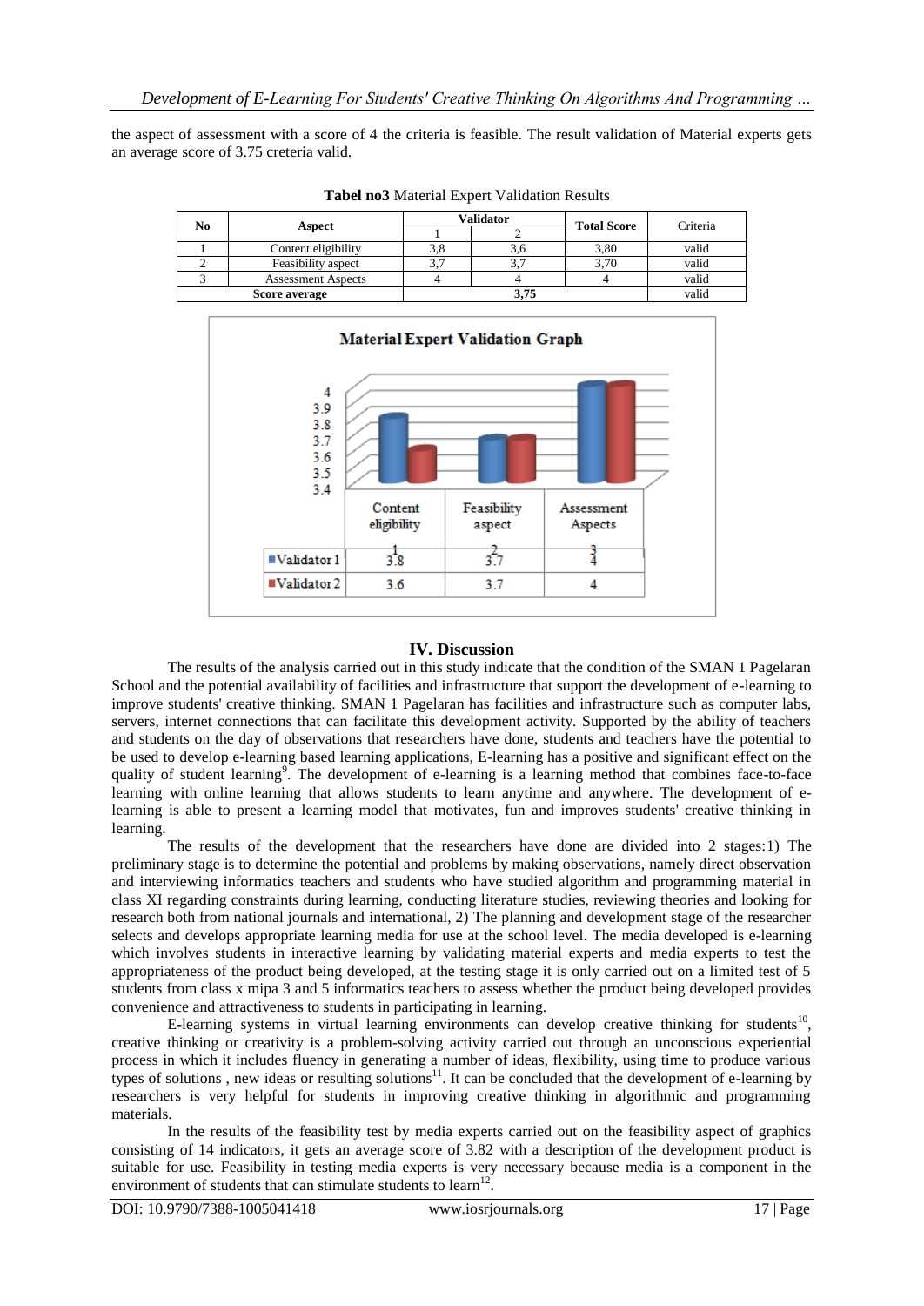the aspect of assessment with a score of 4 the criteria is feasible. The result validation of Material experts gets an average score of 3.75 creteria valid.

**Tabel no3** Material Expert Validation Results

| No | Aspect | Validator | | Total Score | Criteria |
|---|---|---|---|---|---|
| | | 1 | 2 | | |
| 1 | Content eligibility | 3,8 | 3,6 | 3,80 | valid |
| 2 | Feasibility aspect | 3,7 | 3,7 | 3,70 | valid |
| 3 | Assessment Aspects | 4 | 4 | 4 | valid |
| Score average | | 3,75 | | | valid |

**Material Expert Validation Graph**

| | Content eligibility | Feasibility aspect | Assessment Aspects |
|---|---|---|---|
| Validator 1 | 3.8 | 3.7 | 4 |
| Validator 2 | 3.6 | 3.7 | 4 |

## IV. Discussion

The results of the analysis carried out in this study indicate that the condition of the SMAN 1 Pagelaran School and the potential availability of facilities and infrastructure that support the development of e-learning to improve students' creative thinking. SMAN 1 Pagelaran has facilities and infrastructure such as computer labs, servers, internet connections that can facilitate this development activity. Supported by the ability of teachers and students on the day of observations that researchers have done, students and teachers have the potential to be used to develop e-learning based learning applications, E-learning has a positive and significant effect on the quality of student learning[9]. The development of e-learning is a learning method that combines face-to-face learning with online learning that allows students to learn anytime and anywhere. The development of e-learning is able to present a learning model that motivates, fun and improves students' creative thinking in learning.

The results of the development that the researchers have done are divided into 2 stages:1) The preliminary stage is to determine the potential and problems by making observations, namely direct observation and interviewing informatics teachers and students who have studied algorithm and programming material in class XI regarding constraints during learning, conducting literature studies, reviewing theories and looking for research both from national journals and international, 2) The planning and development stage of the researcher selects and develops appropriate learning media for use at the school level. The media developed is e-learning which involves students in interactive learning by validating material experts and media experts to test the appropriateness of the product being developed, at the testing stage it is only carried out on a limited test of 5 students from class x mipa 3 and 5 informatics teachers to assess whether the product being developed provides convenience and attractiveness to students in participating in learning.

E-learning systems in virtual learning environments can develop creative thinking for students[10], creative thinking or creativity is a problem-solving activity carried out through an unconscious experiential process in which it includes fluency in generating a number of ideas, flexibility, using time to produce various types of solutions , new ideas or resulting solutions[11]. It can be concluded that the development of e-learning by researchers is very helpful for students in improving creative thinking in algorithmic and programming materials.

In the results of the feasibility test by media experts carried out on the feasibility aspect of graphics consisting of 14 indicators, it gets an average score of 3.82 with a description of the development product is suitable for use. Feasibility in testing media experts is very necessary because media is a component in the environment of students that can stimulate students to learn[12].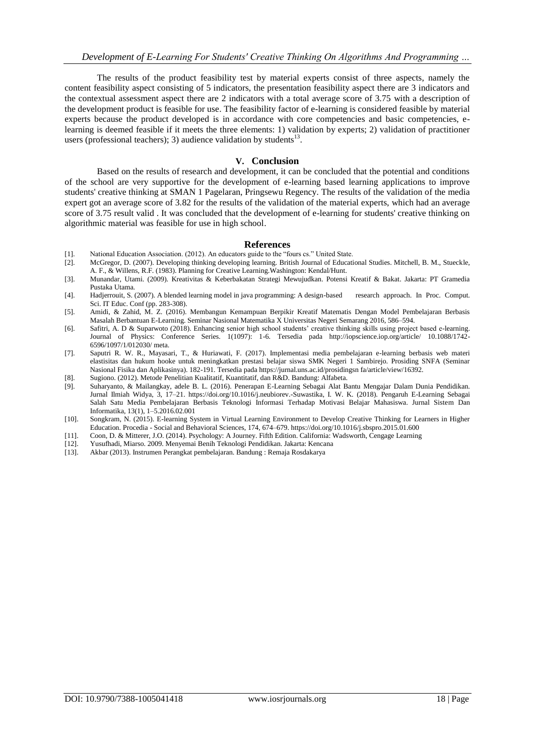The results of the product feasibility test by material experts consist of three aspects, namely the content feasibility aspect consisting of 5 indicators, the presentation feasibility aspect there are 3 indicators and the contextual assessment aspect there are 2 indicators with a total average score of 3.75 with a description of the development product is feasible for use. The feasibility factor of e-learning is considered feasible by material experts because the product developed is in accordance with core competencies and basic competencies, e-learning is deemed feasible if it meets the three elements: 1) validation by experts; 2) validation of practitioner users (professional teachers); 3) audience validation by students[13].

## V. Conclusion

Based on the results of research and development, it can be concluded that the potential and conditions of the school are very supportive for the development of e-learning based learning applications to improve students' creative thinking at SMAN 1 Pagelaran, Pringsewu Regency. The results of the validation of the media expert got an average score of 3.82 for the results of the validation of the material experts, which had an average score of 3.75 result valid . It was concluded that the development of e-learning for students' creative thinking on algorithmic material was feasible for use in high school.

## References

[1]. National Education Association. (2012). An educators guide to the "fours cs." United State.

[2]. McGregor, D. (2007). Developing thinking developing learning. British Journal of Educational Studies. Mitchell, B. M., Stueckle, A. F., & Willens, R.F. (1983). Planning for Creative Learning.Washington: Kendal/Hunt.

[3]. Munandar, Utami. (2009). Kreativitas & Keberbakatan Strategi Mewujudkan. Potensi Kreatif & Bakat. Jakarta: PT Gramedia Pustaka Utama.

[4]. Hadjerrouit, S. (2007). A blended learning model in java programming: A design-based research approach. In Proc. Comput. Sci. IT Educ. Conf (pp. 283-308).

[5]. Amidi, & Zahid, M. Z. (2016). Membangun Kemampuan Berpikir Kreatif Matematis Dengan Model Pembelajaran Berbasis Masalah Berbantuan E-Learning. Seminar Nasional Matematika X Universitas Negeri Semarang 2016, 586–594.

[6]. Safitri, A. D & Suparwoto (2018). Enhancing senior high school students' creative thinking skills using project based e-learning. Journal of Physics: Conference Series. 1(1097): 1-6. Tersedia pada http://iopscience.iop.org/article/ 10.1088/1742-6596/1097/1/012030/ meta.

[7]. Saputri R. W. R., Mayasari, T., & Huriawati, F. (2017). Implementasi media pembelajaran e-learning berbasis web materi elastisitas dan hukum hooke untuk meningkatkan prestasi belajar siswa SMK Negeri 1 Sambirejo. Prosiding SNFA (Seminar Nasional Fisika dan Aplikasinya). 182-191. Tersedia pada https://jurnal.uns.ac.id/prosidingsn fa/article/view/16392.

[8]. Sugiono. (2012). Metode Penelitian Kualitatif, Kuantitatif, dan R&D. Bandung: Alfabeta.

[9]. Suharyanto, & Mailangkay, adele B. L. (2016). Penerapan E-Learning Sebagai Alat Bantu Mengajar Dalam Dunia Pendidikan. Jurnal Ilmiah Widya, 3, 17–21. https://doi.org/10.1016/j.neubiorev.-Suwastika, I. W. K. (2018). Pengaruh E-Learning Sebagai Salah Satu Media Pembelajaran Berbasis Teknologi Informasi Terhadap Motivasi Belajar Mahasiswa. Jurnal Sistem Dan Informatika, 13(1), 1–5.2016.02.001

[10]. Songkram, N. (2015). E-learning System in Virtual Learning Environment to Develop Creative Thinking for Learners in Higher Education. Procedia - Social and Behavioral Sciences, 174, 674–679. https://doi.org/10.1016/j.sbspro.2015.01.600

[11]. Coon, D. & Mitterer, J.O. (2014). Psychology: A Journey. Fifth Edition. California: Wadsworth, Cengage Learning

[12]. Yusufhadi, Miarso. 2009. Menyemai Benih Teknologi Pendidikan. Jakarta: Kencana

[13]. Akbar (2013). Instrumen Perangkat pembelajaran. Bandung : Remaja Rosdakarya